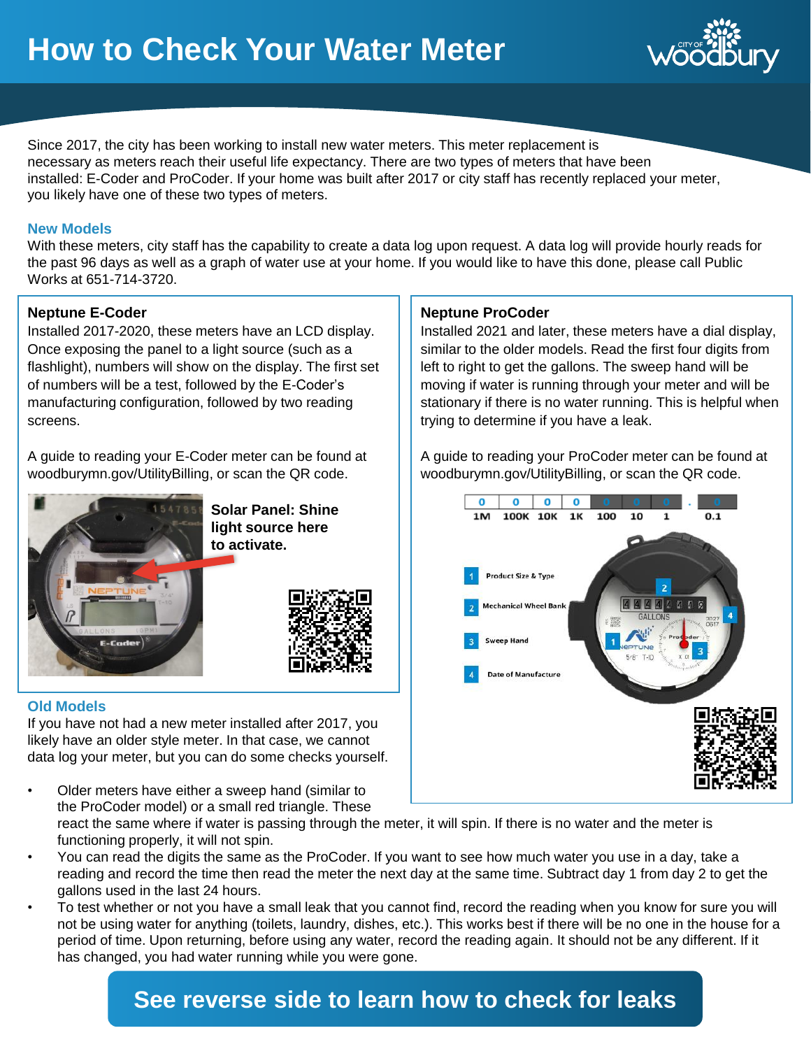# How to Check Your Water Meter

Since 2017, the city has been working to install new water meters. This meter replacement is necessary as meters reach their useful life expectancy. There are two types of meters that have been installed: E-Coder and ProCoder. If your home was built after 2017 or city staff has recently replaced your meter, you likely have one of these two types of meters.

## New Models

With these meters, city staff has the capability to create a data log upon request. A data log will provide hourly reads for the past 96 days as well as a graph of water use at your home. If you would like to have this done, please call Public Works at 651-714-3720.

### Neptune E-Coder

Installed 2017-2020, these meters have an LCD display. Once exposing the panel to a light source (such as a flashlight), numbers will show on the display. The first set of numbers will be a test, followed by the E-Coder's manufacturing configuration, followed by two reading screens.

A guide to reading your E-Coder meter can be found at woodburymn.gov/UtilityBilling, or scan the QR code.

**Solar Panel: Shine light source here to activate.**

### Neptune ProCoder

Installed 2021 and later, these meters have a dial display, similar to the older models. Read the first four digits from left to right to get the gallons. The sweep hand will be moving if water is running through your meter and will be stationary if there is no water running. This is helpful when trying to determine if you have a leak.

A guide to reading your ProCoder meter can be found at woodburymn.gov/UtilityBilling, or scan the QR code.

| 0 | 0 | 0 | 0 | 0 | 0 | 0 | . | 0 |
|---|---|---|---|---|---|---|---|---|
| 1M | 100K | 10K | 1K | 100 | 10 | 1 | | 0.1 |

1. Product Size & Type
2. Mechanical Wheel Bank
3. Sweep Hand
4. Date of Manufacture

## Old Models

If you have not had a new meter installed after 2017, you likely have an older style meter. In that case, we cannot data log your meter, but you can do some checks yourself.

- Older meters have either a sweep hand (similar to the ProCoder model) or a small red triangle. These react the same where if water is passing through the meter, it will spin. If there is no water and the meter is functioning properly, it will not spin.
- You can read the digits the same as the ProCoder. If you want to see how much water you use in a day, take a reading and record the time then read the meter the next day at the same time. Subtract day 1 from day 2 to get the gallons used in the last 24 hours.
- To test whether or not you have a small leak that you cannot find, record the reading when you know for sure you will not be using water for anything (toilets, laundry, dishes, etc.). This works best if there will be no one in the house for a period of time. Upon returning, before using any water, record the reading again. It should not be any different. If it has changed, you had water running while you were gone.

**See reverse side to learn how to check for leaks**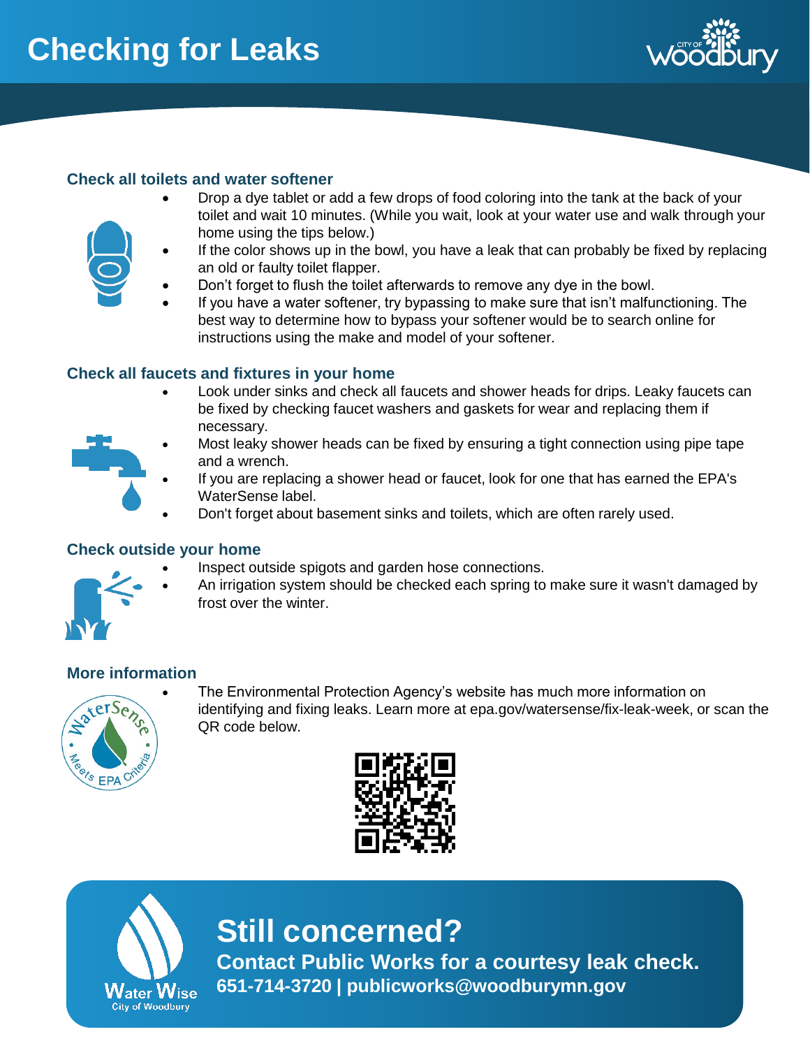# Checking for Leaks

### Check all toilets and water softener

- Drop a dye tablet or add a few drops of food coloring into the tank at the back of your toilet and wait 10 minutes. (While you wait, look at your water use and walk through your home using the tips below.)
- If the color shows up in the bowl, you have a leak that can probably be fixed by replacing an old or faulty toilet flapper.
- Don't forget to flush the toilet afterwards to remove any dye in the bowl.
- If you have a water softener, try bypassing to make sure that isn't malfunctioning. The best way to determine how to bypass your softener would be to search online for instructions using the make and model of your softener.

### Check all faucets and fixtures in your home

- Look under sinks and check all faucets and shower heads for drips. Leaky faucets can be fixed by checking faucet washers and gaskets for wear and replacing them if necessary.
- Most leaky shower heads can be fixed by ensuring a tight connection using pipe tape and a wrench.
- If you are replacing a shower head or faucet, look for one that has earned the EPA's WaterSense label.
- Don't forget about basement sinks and toilets, which are often rarely used.

### Check outside your home

- Inspect outside spigots and garden hose connections.
- An irrigation system should be checked each spring to make sure it wasn't damaged by frost over the winter.

### More information

- The Environmental Protection Agency's website has much more information on identifying and fixing leaks. Learn more at epa.gov/watersense/fix-leak-week, or scan the QR code below.

## Still concerned?

**Contact Public Works for a courtesy leak check.**

**651-714-3720 | publicworks@woodburymn.gov**